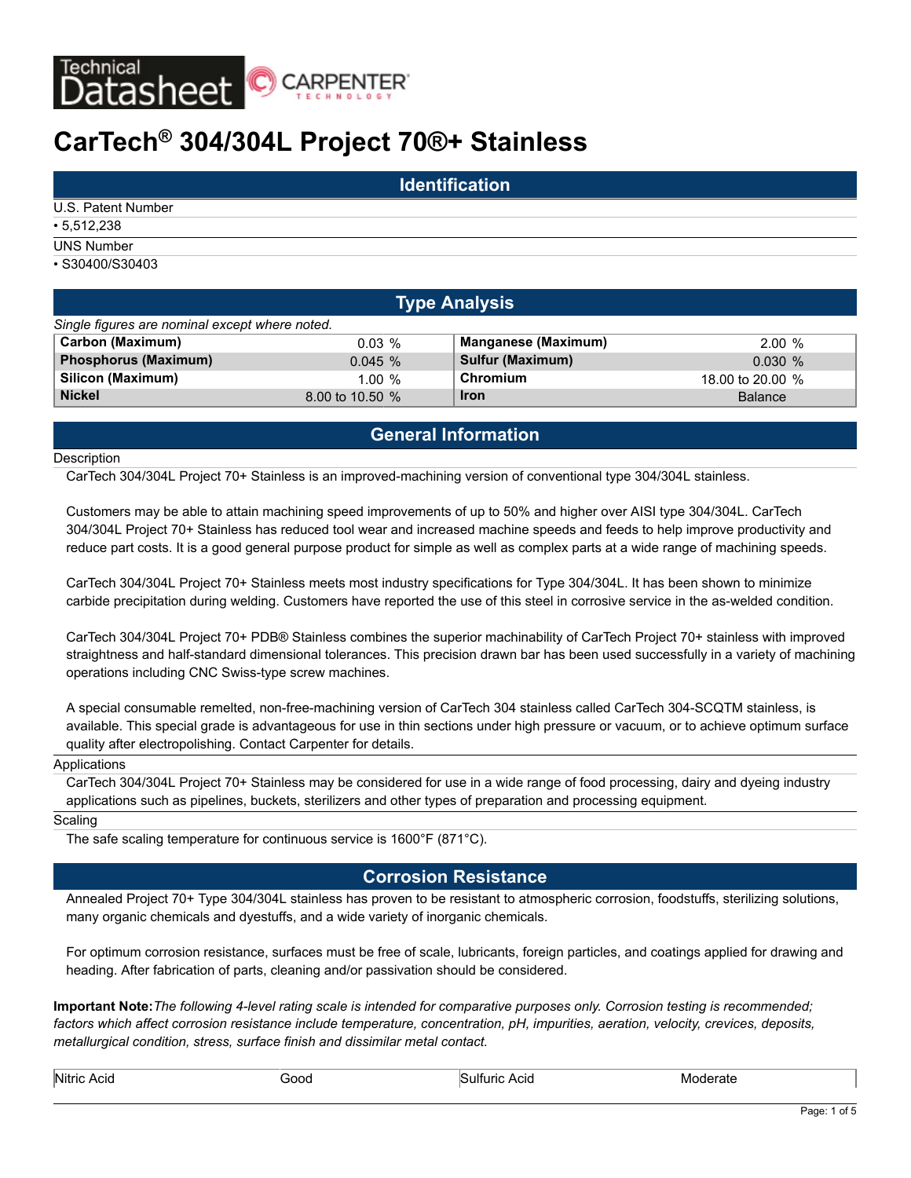# CarTech® 304/304L Project 70®+ Stainless

## Identification

U.S. Patent Number
- 5,512,238

UNS Number
- S30400/S30403

## Type Analysis

*Single figures are nominal except where noted.*

| Element | Value | Element | Value |
|---|---|---|---|
| **Carbon (Maximum)** | 0.03 % | **Manganese (Maximum)** | 2.00 % |
| **Phosphorus (Maximum)** | 0.045 % | **Sulfur (Maximum)** | 0.030 % |
| **Silicon (Maximum)** | 1.00 % | **Chromium** | 18.00 to 20.00 % |
| **Nickel** | 8.00 to 10.50 % | **Iron** | Balance |

## General Information

Description

CarTech 304/304L Project 70+ Stainless is an improved-machining version of conventional type 304/304L stainless.

Customers may be able to attain machining speed improvements of up to 50% and higher over AISI type 304/304L. CarTech 304/304L Project 70+ Stainless has reduced tool wear and increased machine speeds and feeds to help improve productivity and reduce part costs. It is a good general purpose product for simple as well as complex parts at a wide range of machining speeds.

CarTech 304/304L Project 70+ Stainless meets most industry specifications for Type 304/304L. It has been shown to minimize carbide precipitation during welding. Customers have reported the use of this steel in corrosive service in the as-welded condition.

CarTech 304/304L Project 70+ PDB® Stainless combines the superior machinability of CarTech Project 70+ stainless with improved straightness and half-standard dimensional tolerances. This precision drawn bar has been used successfully in a variety of machining operations including CNC Swiss-type screw machines.

A special consumable remelted, non-free-machining version of CarTech 304 stainless called CarTech 304-SCQTM stainless, is available. This special grade is advantageous for use in thin sections under high pressure or vacuum, or to achieve optimum surface quality after electropolishing. Contact Carpenter for details.

Applications

CarTech 304/304L Project 70+ Stainless may be considered for use in a wide range of food processing, dairy and dyeing industry applications such as pipelines, buckets, sterilizers and other types of preparation and processing equipment.

Scaling

The safe scaling temperature for continuous service is 1600°F (871°C).

## Corrosion Resistance

Annealed Project 70+ Type 304/304L stainless has proven to be resistant to atmospheric corrosion, foodstuffs, sterilizing solutions, many organic chemicals and dyestuffs, and a wide variety of inorganic chemicals.

For optimum corrosion resistance, surfaces must be free of scale, lubricants, foreign particles, and coatings applied for drawing and heading. After fabrication of parts, cleaning and/or passivation should be considered.

**Important Note:** *The following 4-level rating scale is intended for comparative purposes only. Corrosion testing is recommended; factors which affect corrosion resistance include temperature, concentration, pH, impurities, aeration, velocity, crevices, deposits, metallurgical condition, stress, surface finish and dissimilar metal contact.*

| | | | |
|---|---|---|---|
| Nitric Acid | Good | Sulfuric Acid | Moderate |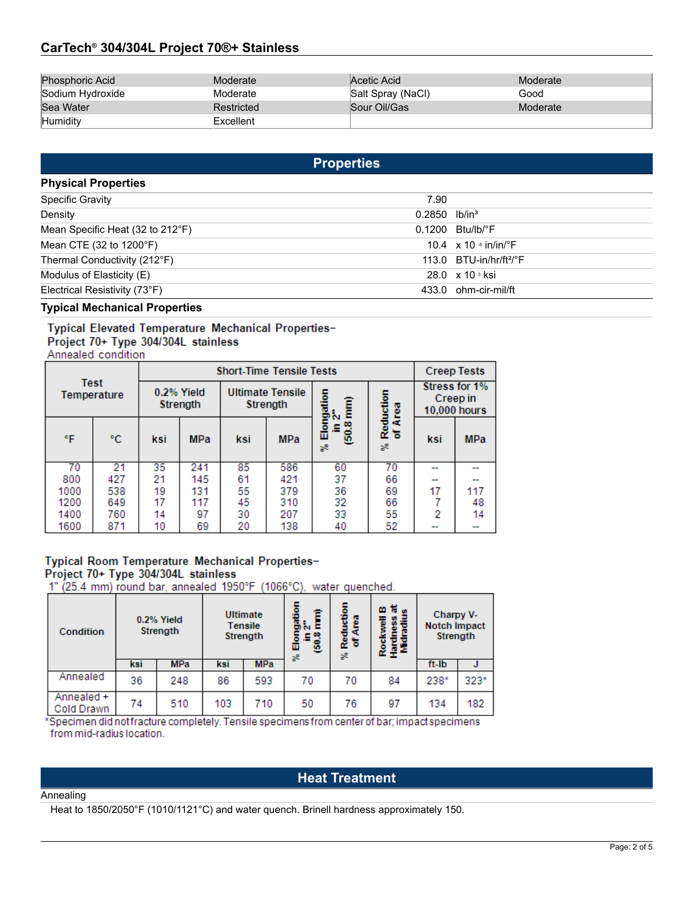| | | | |
|---|---|---|---|
| Phosphoric Acid | Moderate | Acetic Acid | Moderate |
| Sodium Hydroxide | Moderate | Salt Spray (NaCl) | Good |
| Sea Water | Restricted | Sour Oil/Gas | Moderate |
| Humidity | Excellent | | |

## Properties

### Physical Properties

| | | |
|---|---|---|
| Specific Gravity | 7.90 | |
| Density | 0.2850 | lb/in³ |
| Mean Specific Heat (32 to 212°F) | 0.1200 | Btu/lb/°F |
| Mean CTE (32 to 1200°F) | 10.4 | x $10^{-6}$ in/in/°F |
| Thermal Conductivity (212°F) | 113.0 | BTU-in/hr/ft²/°F |
| Modulus of Elasticity (E) | 28.0 | x $10^{3}$ ksi |
| Electrical Resistivity (73°F) | 433.0 | ohm-cir-mil/ft |

### Typical Mechanical Properties

**Typical Elevated Temperature Mechanical Properties– Project 70+ Type 304/304L stainless**
Annealed condition

| Test Temperature | | Short-Time Tensile Tests | | | | | | Creep Tests | |
|---|---|---|---|---|---|---|---|---|---|
| | | 0.2% Yield Strength | | Ultimate Tensile Strength | | % Elongation in 2" (50.8 mm) | % Reduction of Area | Stress for 1% Creep in 10,000 hours | |
| °F | °C | ksi | MPa | ksi | MPa | | | ksi | MPa |
| 70 | 21 | 35 | 241 | 85 | 586 | 60 | 70 | -- | -- |
| 800 | 427 | 21 | 145 | 61 | 421 | 37 | 66 | -- | -- |
| 1000 | 538 | 19 | 131 | 55 | 379 | 36 | 69 | 17 | 117 |
| 1200 | 649 | 17 | 117 | 45 | 310 | 32 | 66 | 7 | 48 |
| 1400 | 760 | 14 | 97 | 30 | 207 | 33 | 55 | 2 | 14 |
| 1600 | 871 | 10 | 69 | 20 | 138 | 40 | 52 | -- | -- |

**Typical Room Temperature Mechanical Properties– Project 70+ Type 304/304L stainless**
1" (25.4 mm) round bar, annealed 1950°F (1066°C), water quenched.

| Condition | 0.2% Yield Strength | | Ultimate Tensile Strength | | % Elongation in 2" (50.8 mm) | % Reduction of Area | Rockwell B Hardness at Midradius | Charpy V-Notch Impact Strength | |
|---|---|---|---|---|---|---|---|---|---|
| | ksi | MPa | ksi | MPa | | | | ft-lb | J |
| Annealed | 36 | 248 | 86 | 593 | 70 | 70 | 84 | 238* | 323* |
| Annealed + Cold Drawn | 74 | 510 | 103 | 710 | 50 | 76 | 97 | 134 | 182 |

*Specimen did not fracture completely. Tensile specimens from center of bar; impact specimens from mid-radius location.

## Heat Treatment

Annealing

Heat to 1850/2050°F (1010/1121°C) and water quench. Brinell hardness approximately 150.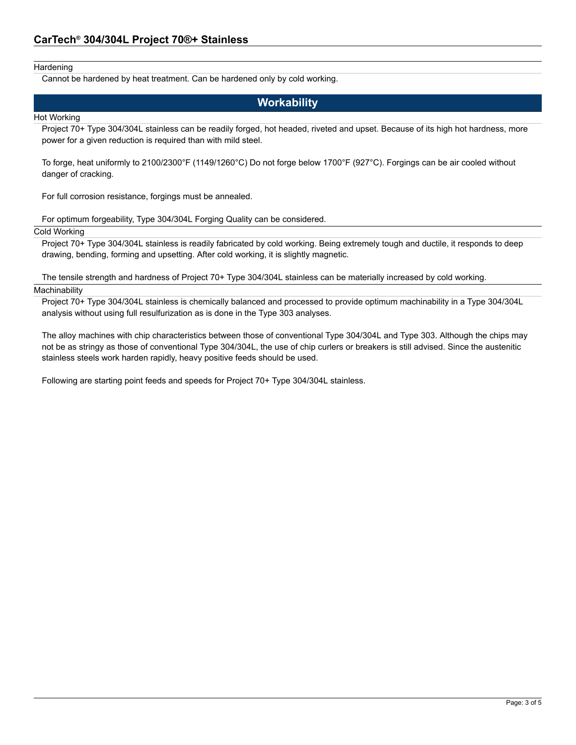### Hardening

Cannot be hardened by heat treatment. Can be hardened only by cold working.

## Workability

### Hot Working

Project 70+ Type 304/304L stainless can be readily forged, hot headed, riveted and upset. Because of its high hot hardness, more power for a given reduction is required than with mild steel.

To forge, heat uniformly to 2100/2300°F (1149/1260°C) Do not forge below 1700°F (927°C). Forgings can be air cooled without danger of cracking.

For full corrosion resistance, forgings must be annealed.

For optimum forgeability, Type 304/304L Forging Quality can be considered.

### Cold Working

Project 70+ Type 304/304L stainless is readily fabricated by cold working. Being extremely tough and ductile, it responds to deep drawing, bending, forming and upsetting. After cold working, it is slightly magnetic.

The tensile strength and hardness of Project 70+ Type 304/304L stainless can be materially increased by cold working.

### Machinability

Project 70+ Type 304/304L stainless is chemically balanced and processed to provide optimum machinability in a Type 304/304L analysis without using full resulfurization as is done in the Type 303 analyses.

The alloy machines with chip characteristics between those of conventional Type 304/304L and Type 303. Although the chips may not be as stringy as those of conventional Type 304/304L, the use of chip curlers or breakers is still advised. Since the austenitic stainless steels work harden rapidly, heavy positive feeds should be used.

Following are starting point feeds and speeds for Project 70+ Type 304/304L stainless.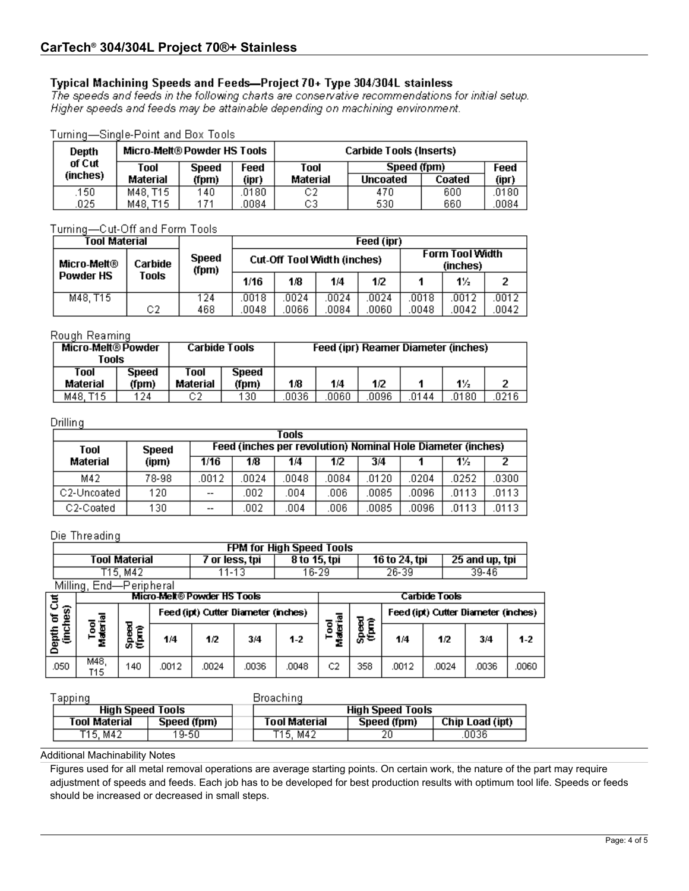# CarTech® 304/304L Project 70®+ Stainless

## Typical Machining Speeds and Feeds—Project 70+ Type 304/304L stainless

*The speeds and feeds in the following charts are conservative recommendations for initial setup. Higher speeds and feeds may be attainable depending on machining environment.*

Turning—Single-Point and Box Tools

| Depth of Cut (inches) | Micro-Melt® Powder HS Tools | | | Carbide Tools (Inserts) | | | |
|---|---|---|---|---|---|---|---|
| | Tool Material | Speed (fpm) | Feed (ipr) | Tool Material | Speed (fpm) Uncoated | Speed (fpm) Coated | Feed (ipr) |
| .150 | M48, T15 | 140 | .0180 | C2 | 470 | 600 | .0180 |
| .025 | M48, T15 | 171 | .0084 | C3 | 530 | 660 | .0084 |

Turning—Cut-Off and Form Tools

| Tool Material | | Speed (fpm) | Feed (ipr) | | | | | | |
|---|---|---|---|---|---|---|---|---|---|
| Micro-Melt® Powder HS | Carbide Tools | | Cut-Off Tool Width (inches) | | | | Form Tool Width (inches) | | |
| | | | 1/16 | 1/8 | 1/4 | 1/2 | 1 | 1½ | 2 |
| M48, T15 | | 124 | .0018 | .0024 | .0024 | .0024 | .0018 | .0012 | .0012 |
| | C2 | 468 | .0048 | .0066 | .0084 | .0060 | .0048 | .0042 | .0042 |

Rough Reaming

| Micro-Melt® Powder Tools | | Carbide Tools | | Feed (ipr) Reamer Diameter (inches) | | | | | |
|---|---|---|---|---|---|---|---|---|---|
| Tool Material | Speed (fpm) | Tool Material | Speed (fpm) | 1/8 | 1/4 | 1/2 | 1 | 1½ | 2 |
| M48, T15 | 124 | C2 | 130 | .0036 | .0060 | .0096 | .0144 | .0180 | .0216 |

Drilling

| Tools | | | | | | | | | |
|---|---|---|---|---|---|---|---|---|---|
| Tool Material | Speed (ipm) | Feed (inches per revolution) Nominal Hole Diameter (inches) | | | | | | | |
| | | 1/16 | 1/8 | 1/4 | 1/2 | 3/4 | 1 | 1½ | 2 |
| M42 | 78-98 | .0012 | .0024 | .0048 | .0084 | .0120 | .0204 | .0252 | .0300 |
| C2-Uncoated | 120 | -- | .002 | .004 | .006 | .0085 | .0096 | .0113 | .0113 |
| C2-Coated | 130 | -- | .002 | .004 | .006 | .0085 | .0096 | .0113 | .0113 |

Die Threading

| FPM for High Speed Tools | | | | |
|---|---|---|---|---|
| Tool Material | 7 or less, tpi | 8 to 15, tpi | 16 to 24, tpi | 25 and up, tpi |
| T15, M42 | 11-13 | 16-29 | 26-39 | 39-46 |

Milling, End—Peripheral

| Depth of Cut (inches) | Micro-Melt® Powder HS Tools | | | | | | Carbide Tools | | | | | |
|---|---|---|---|---|---|---|---|---|---|---|---|---|
| | Tool Material | Speed (fpm) | Feed (ipt) Cutter Diameter (inches) | | | | Tool Material | Speed (fpm) | Feed (ipt) Cutter Diameter (inches) | | | |
| | | | 1/4 | 1/2 | 3/4 | 1-2 | | | 1/4 | 1/2 | 3/4 | 1-2 |
| .050 | M48, T15 | 140 | .0012 | .0024 | .0036 | .0048 | C2 | 358 | .0012 | .0024 | .0036 | .0060 |

Tapping

| High Speed Tools | |
|---|---|
| Tool Material | Speed (fpm) |
| T15, M42 | 19-50 |

Broaching

| High Speed Tools | | |
|---|---|---|
| Tool Material | Speed (fpm) | Chip Load (ipt) |
| T15, M42 | 20 | .0036 |

Additional Machinability Notes

Figures used for all metal removal operations are average starting points. On certain work, the nature of the part may require adjustment of speeds and feeds. Each job has to be developed for best production results with optimum tool life. Speeds or feeds should be increased or decreased in small steps.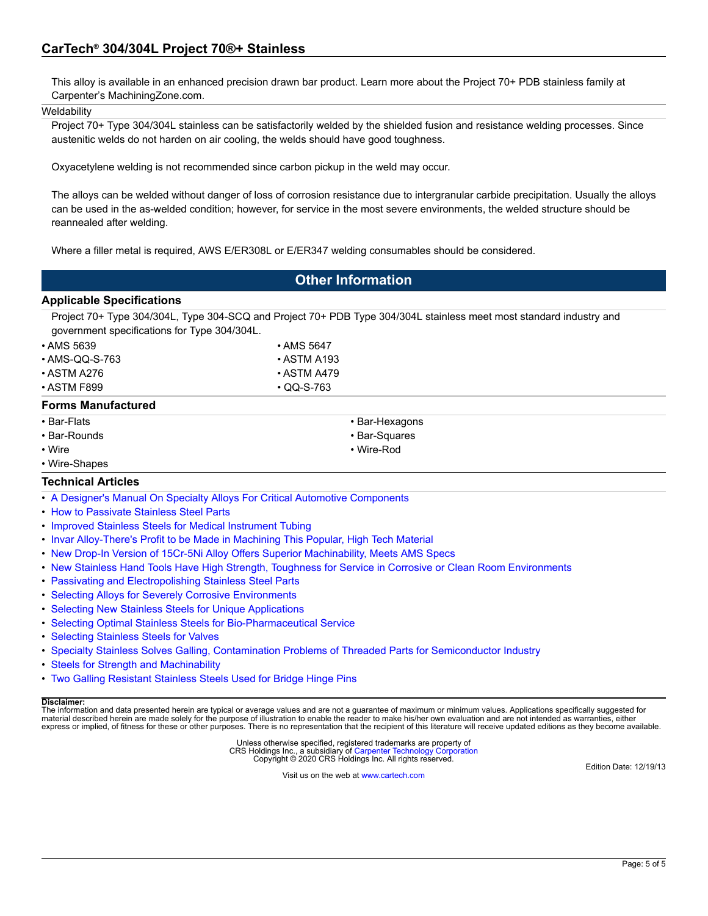This alloy is available in an enhanced precision drawn bar product. Learn more about the Project 70+ PDB stainless family at Carpenter's MachiningZone.com.

### Weldability

Project 70+ Type 304/304L stainless can be satisfactorily welded by the shielded fusion and resistance welding processes. Since austenitic welds do not harden on air cooling, the welds should have good toughness.

Oxyacetylene welding is not recommended since carbon pickup in the weld may occur.

The alloys can be welded without danger of loss of corrosion resistance due to intergranular carbide precipitation. Usually the alloys can be used in the as-welded condition; however, for service in the most severe environments, the welded structure should be reannealed after welding.

Where a filler metal is required, AWS E/ER308L or E/ER347 welding consumables should be considered.

## Other Information

### Applicable Specifications

Project 70+ Type 304/304L, Type 304-SCQ and Project 70+ PDB Type 304/304L stainless meet most standard industry and government specifications for Type 304/304L.

- AMS 5639
- AMS 5647
- AMS-QQ-S-763
- ASTM A193
- ASTM A276
- ASTM A479
- ASTM F899
- QQ-S-763

### Forms Manufactured

- Bar-Flats
- Bar-Hexagons
- Bar-Rounds
- Bar-Squares
- Wire
- Wire-Rod
- Wire-Shapes

### Technical Articles

- A Designer's Manual On Specialty Alloys For Critical Automotive Components
- How to Passivate Stainless Steel Parts
- Improved Stainless Steels for Medical Instrument Tubing
- Invar Alloy-There's Profit to be Made in Machining This Popular, High Tech Material
- New Drop-In Version of 15Cr-5Ni Alloy Offers Superior Machinability, Meets AMS Specs
- New Stainless Hand Tools Have High Strength, Toughness for Service in Corrosive or Clean Room Environments
- Passivating and Electropolishing Stainless Steel Parts
- Selecting Alloys for Severely Corrosive Environments
- Selecting New Stainless Steels for Unique Applications
- Selecting Optimal Stainless Steels for Bio-Pharmaceutical Service
- Selecting Stainless Steels for Valves
- Specialty Stainless Solves Galling, Contamination Problems of Threaded Parts for Semiconductor Industry
- Steels for Strength and Machinability
- Two Galling Resistant Stainless Steels Used for Bridge Hinge Pins

**Disclaimer:**
The information and data presented herein are typical or average values and are not a guarantee of maximum or minimum values. Applications specifically suggested for material described herein are made solely for the purpose of illustration to enable the reader to make his/her own evaluation and are not intended as warranties, either express or implied, of fitness for these or other purposes. There is no representation that the recipient of this literature will receive updated editions as they become available.

Unless otherwise specified, registered trademarks are property of
CRS Holdings Inc., a subsidiary of Carpenter Technology Corporation
Copyright © 2020 CRS Holdings Inc. All rights reserved.

Edition Date: 12/19/13

Visit us on the web at www.cartech.com